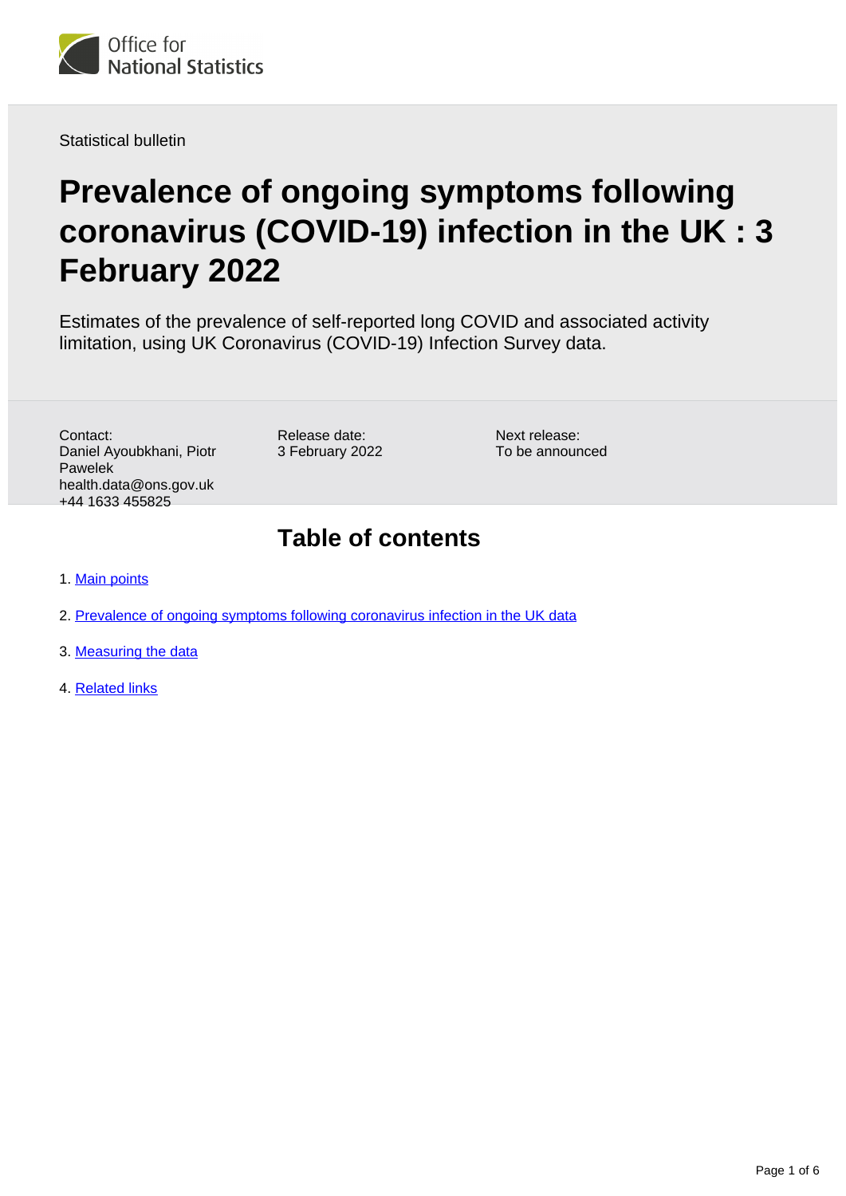Office for National Statistics

Statistical bulletin

# Prevalence of ongoing symptoms following coronavirus (COVID-19) infection in the UK : 3 February 2022

Estimates of the prevalence of self-reported long COVID and associated activity limitation, using UK Coronavirus (COVID-19) Infection Survey data.

Contact:
Daniel Ayoubkhani, Piotr Pawelek
health.data@ons.gov.uk
+44 1633 455825

Release date:
3 February 2022

Next release:
To be announced

## Table of contents

1. Main points
2. Prevalence of ongoing symptoms following coronavirus infection in the UK data
3. Measuring the data
4. Related links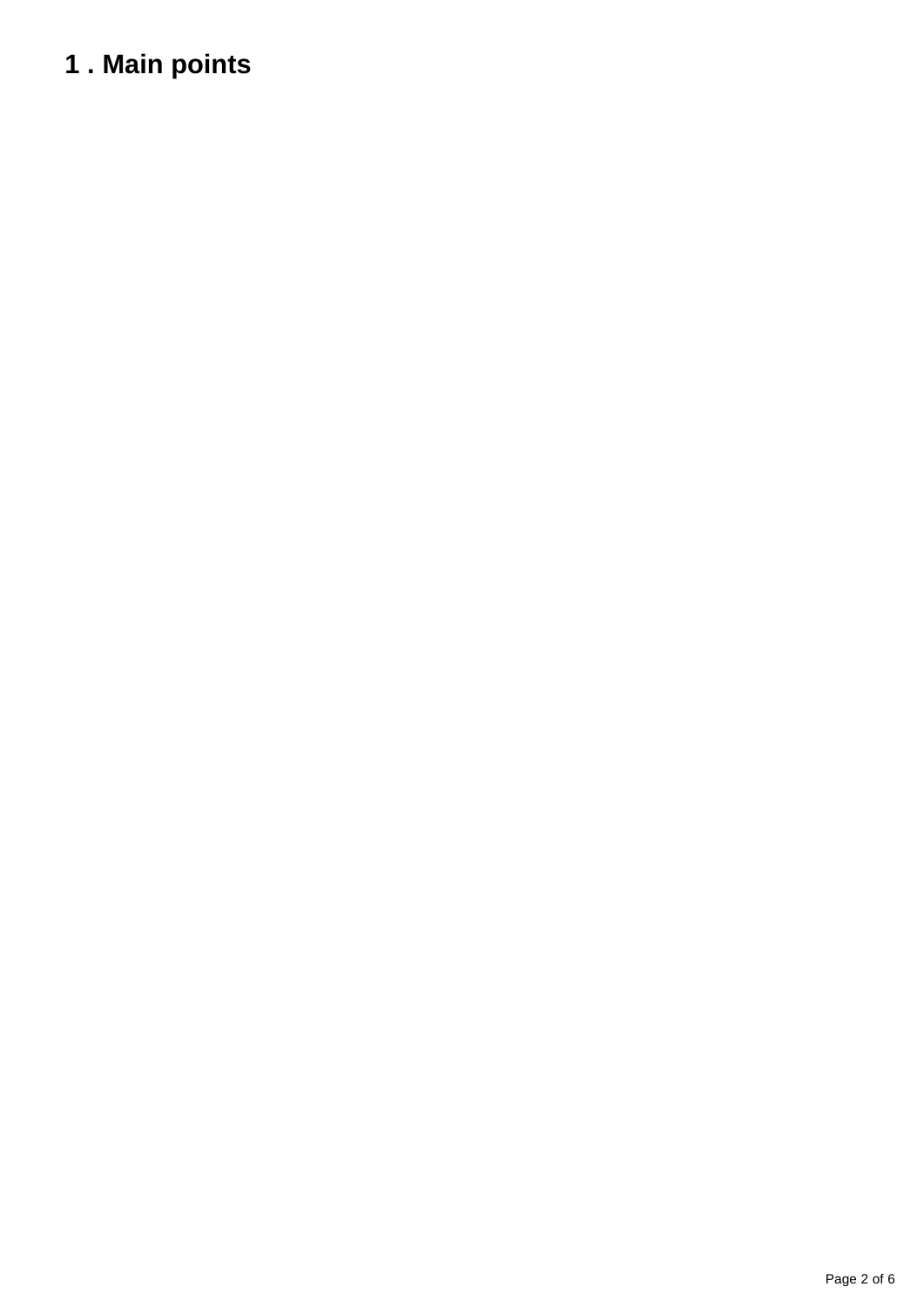## 1 . Main points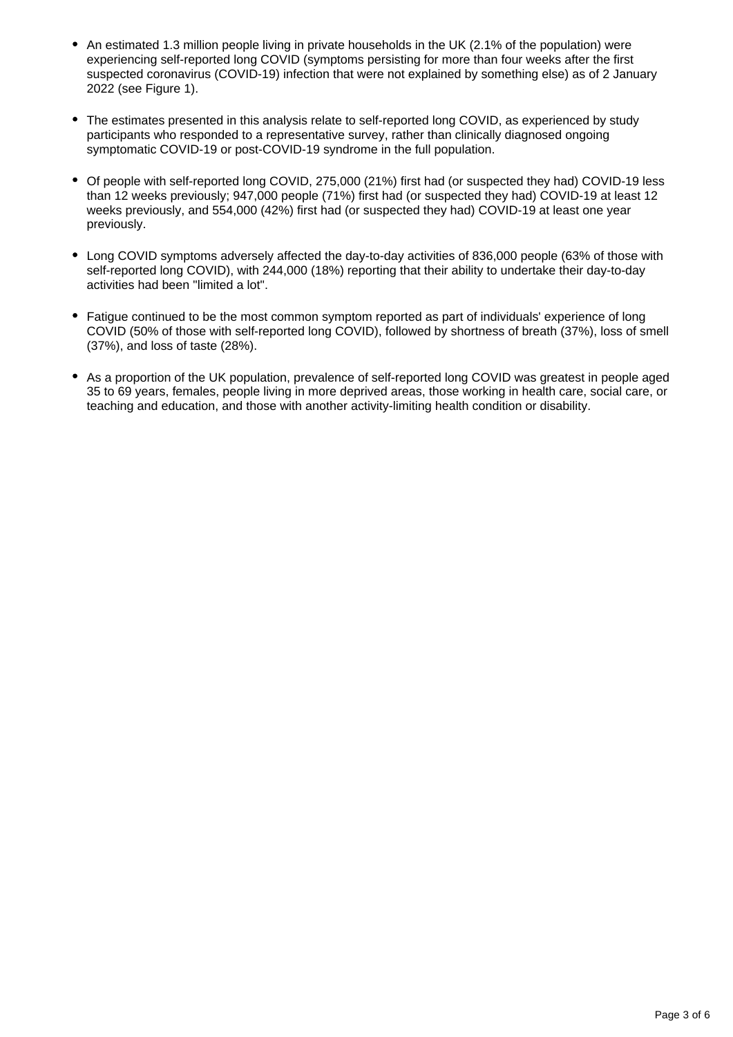- An estimated 1.3 million people living in private households in the UK (2.1% of the population) were experiencing self-reported long COVID (symptoms persisting for more than four weeks after the first suspected coronavirus (COVID-19) infection that were not explained by something else) as of 2 January 2022 (see Figure 1).

- The estimates presented in this analysis relate to self-reported long COVID, as experienced by study participants who responded to a representative survey, rather than clinically diagnosed ongoing symptomatic COVID-19 or post-COVID-19 syndrome in the full population.

- Of people with self-reported long COVID, 275,000 (21%) first had (or suspected they had) COVID-19 less than 12 weeks previously; 947,000 people (71%) first had (or suspected they had) COVID-19 at least 12 weeks previously, and 554,000 (42%) first had (or suspected they had) COVID-19 at least one year previously.

- Long COVID symptoms adversely affected the day-to-day activities of 836,000 people (63% of those with self-reported long COVID), with 244,000 (18%) reporting that their ability to undertake their day-to-day activities had been "limited a lot".

- Fatigue continued to be the most common symptom reported as part of individuals' experience of long COVID (50% of those with self-reported long COVID), followed by shortness of breath (37%), loss of smell (37%), and loss of taste (28%).

- As a proportion of the UK population, prevalence of self-reported long COVID was greatest in people aged 35 to 69 years, females, people living in more deprived areas, those working in health care, social care, or teaching and education, and those with another activity-limiting health condition or disability.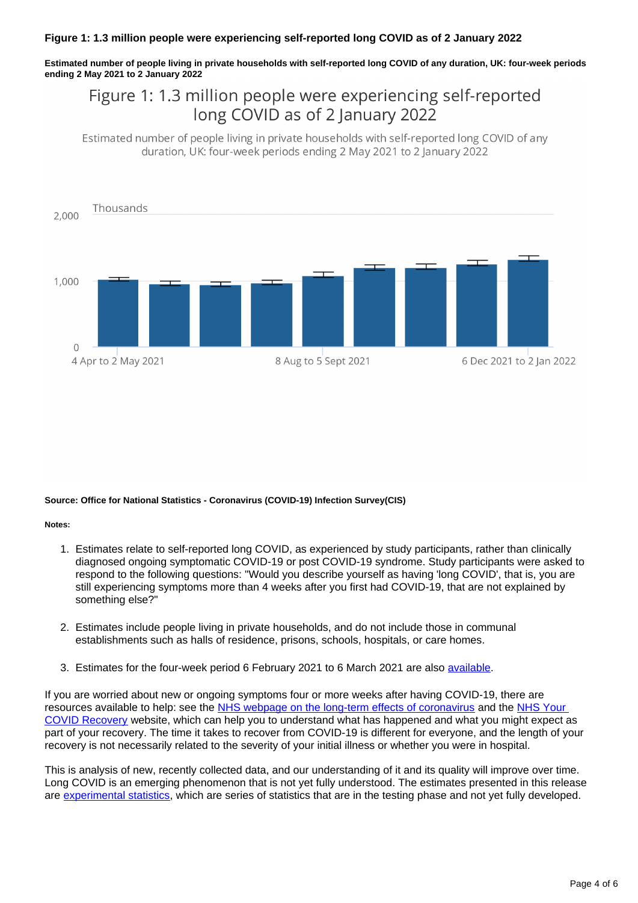**Figure 1: 1.3 million people were experiencing self-reported long COVID as of 2 January 2022**

**Estimated number of people living in private households with self-reported long COVID of any duration, UK: four-week periods ending 2 May 2021 to 2 January 2022**

**Source: Office for National Statistics - Coronavirus (COVID-19) Infection Survey(CIS)**

**Notes:**

1. Estimates relate to self-reported long COVID, as experienced by study participants, rather than clinically diagnosed ongoing symptomatic COVID-19 or post COVID-19 syndrome. Study participants were asked to respond to the following questions: "Would you describe yourself as having 'long COVID', that is, you are still experiencing symptoms more than 4 weeks after you first had COVID-19, that are not explained by something else?"

2. Estimates include people living in private households, and do not include those in communal establishments such as halls of residence, prisons, schools, hospitals, or care homes.

3. Estimates for the four-week period 6 February 2021 to 6 March 2021 are also available.

If you are worried about new or ongoing symptoms four or more weeks after having COVID-19, there are resources available to help: see the NHS webpage on the long-term effects of coronavirus and the NHS Your COVID Recovery website, which can help you to understand what has happened and what you might expect as part of your recovery. The time it takes to recover from COVID-19 is different for everyone, and the length of your recovery is not necessarily related to the severity of your initial illness or whether you were in hospital.

This is analysis of new, recently collected data, and our understanding of it and its quality will improve over time. Long COVID is an emerging phenomenon that is not yet fully understood. The estimates presented in this release are experimental statistics, which are series of statistics that are in the testing phase and not yet fully developed.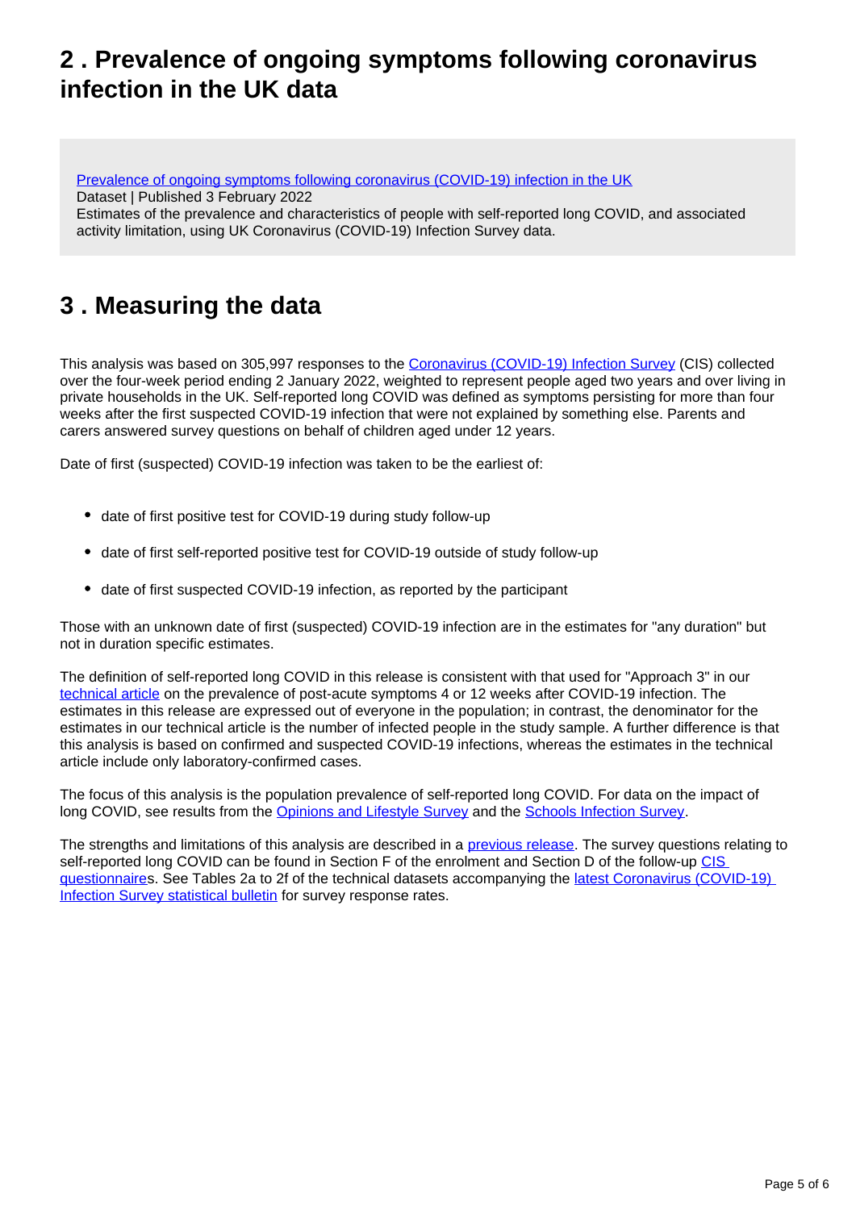## 2 . Prevalence of ongoing symptoms following coronavirus infection in the UK data

[Prevalence of ongoing symptoms following coronavirus (COVID-19) infection in the UK](#)
Dataset | Published 3 February 2022
Estimates of the prevalence and characteristics of people with self-reported long COVID, and associated activity limitation, using UK Coronavirus (COVID-19) Infection Survey data.

## 3 . Measuring the data

This analysis was based on 305,997 responses to the [Coronavirus (COVID-19) Infection Survey](#) (CIS) collected over the four-week period ending 2 January 2022, weighted to represent people aged two years and over living in private households in the UK. Self-reported long COVID was defined as symptoms persisting for more than four weeks after the first suspected COVID-19 infection that were not explained by something else. Parents and carers answered survey questions on behalf of children aged under 12 years.

Date of first (suspected) COVID-19 infection was taken to be the earliest of:

- date of first positive test for COVID-19 during study follow-up
- date of first self-reported positive test for COVID-19 outside of study follow-up
- date of first suspected COVID-19 infection, as reported by the participant

Those with an unknown date of first (suspected) COVID-19 infection are in the estimates for "any duration" but not in duration specific estimates.

The definition of self-reported long COVID in this release is consistent with that used for "Approach 3" in our [technical article](#) on the prevalence of post-acute symptoms 4 or 12 weeks after COVID-19 infection. The estimates in this release are expressed out of everyone in the population; in contrast, the denominator for the estimates in our technical article is the number of infected people in the study sample. A further difference is that this analysis is based on confirmed and suspected COVID-19 infections, whereas the estimates in the technical article include only laboratory-confirmed cases.

The focus of this analysis is the population prevalence of self-reported long COVID. For data on the impact of long COVID, see results from the [Opinions and Lifestyle Survey](#) and the [Schools Infection Survey](#).

The strengths and limitations of this analysis are described in a [previous release](#). The survey questions relating to self-reported long COVID can be found in Section F of the enrolment and Section D of the follow-up [CIS questionnaire](#)s. See Tables 2a to 2f of the technical datasets accompanying the [latest Coronavirus (COVID-19) Infection Survey statistical bulletin](#) for survey response rates.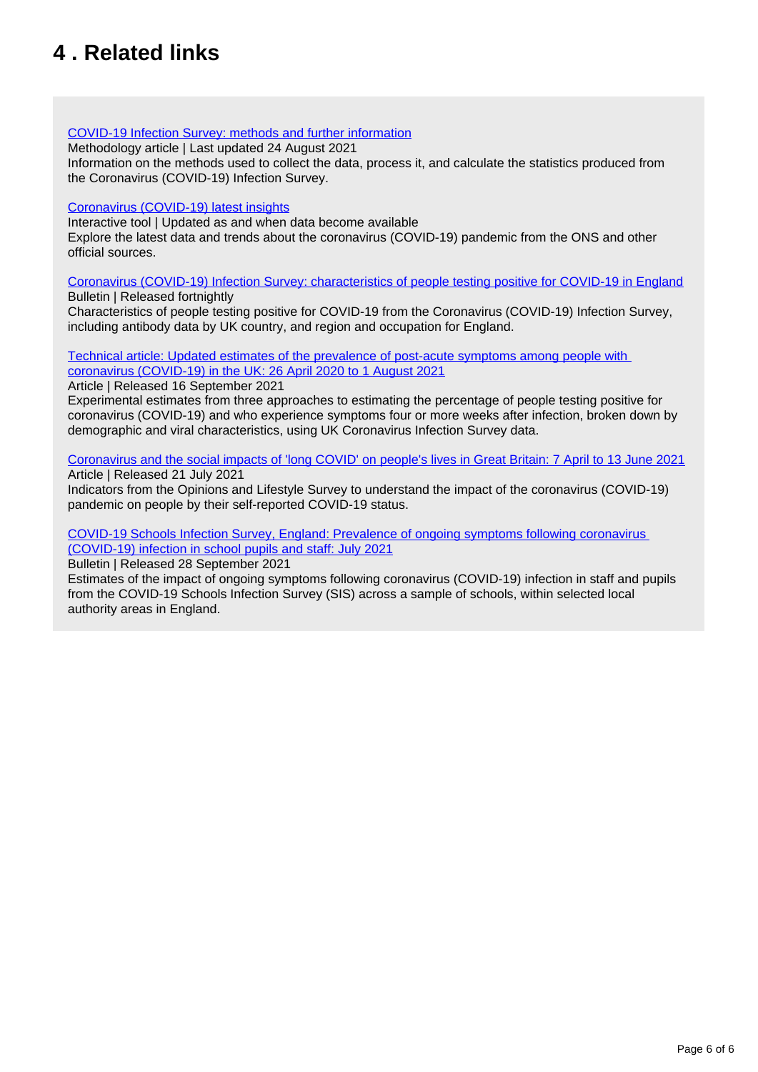## 4 . Related links

[COVID-19 Infection Survey: methods and further information]
Methodology article | Last updated 24 August 2021
Information on the methods used to collect the data, process it, and calculate the statistics produced from the Coronavirus (COVID-19) Infection Survey.

[Coronavirus (COVID-19) latest insights]
Interactive tool | Updated as and when data become available
Explore the latest data and trends about the coronavirus (COVID-19) pandemic from the ONS and other official sources.

[Coronavirus (COVID-19) Infection Survey: characteristics of people testing positive for COVID-19 in England]
Bulletin | Released fortnightly
Characteristics of people testing positive for COVID-19 from the Coronavirus (COVID-19) Infection Survey, including antibody data by UK country, and region and occupation for England.

[Technical article: Updated estimates of the prevalence of post-acute symptoms among people with coronavirus (COVID-19) in the UK: 26 April 2020 to 1 August 2021]
Article | Released 16 September 2021
Experimental estimates from three approaches to estimating the percentage of people testing positive for coronavirus (COVID-19) and who experience symptoms four or more weeks after infection, broken down by demographic and viral characteristics, using UK Coronavirus Infection Survey data.

[Coronavirus and the social impacts of 'long COVID' on people's lives in Great Britain: 7 April to 13 June 2021]
Article | Released 21 July 2021
Indicators from the Opinions and Lifestyle Survey to understand the impact of the coronavirus (COVID-19) pandemic on people by their self-reported COVID-19 status.

[COVID-19 Schools Infection Survey, England: Prevalence of ongoing symptoms following coronavirus (COVID-19) infection in school pupils and staff: July 2021]
Bulletin | Released 28 September 2021
Estimates of the impact of ongoing symptoms following coronavirus (COVID-19) infection in staff and pupils from the COVID-19 Schools Infection Survey (SIS) across a sample of schools, within selected local authority areas in England.